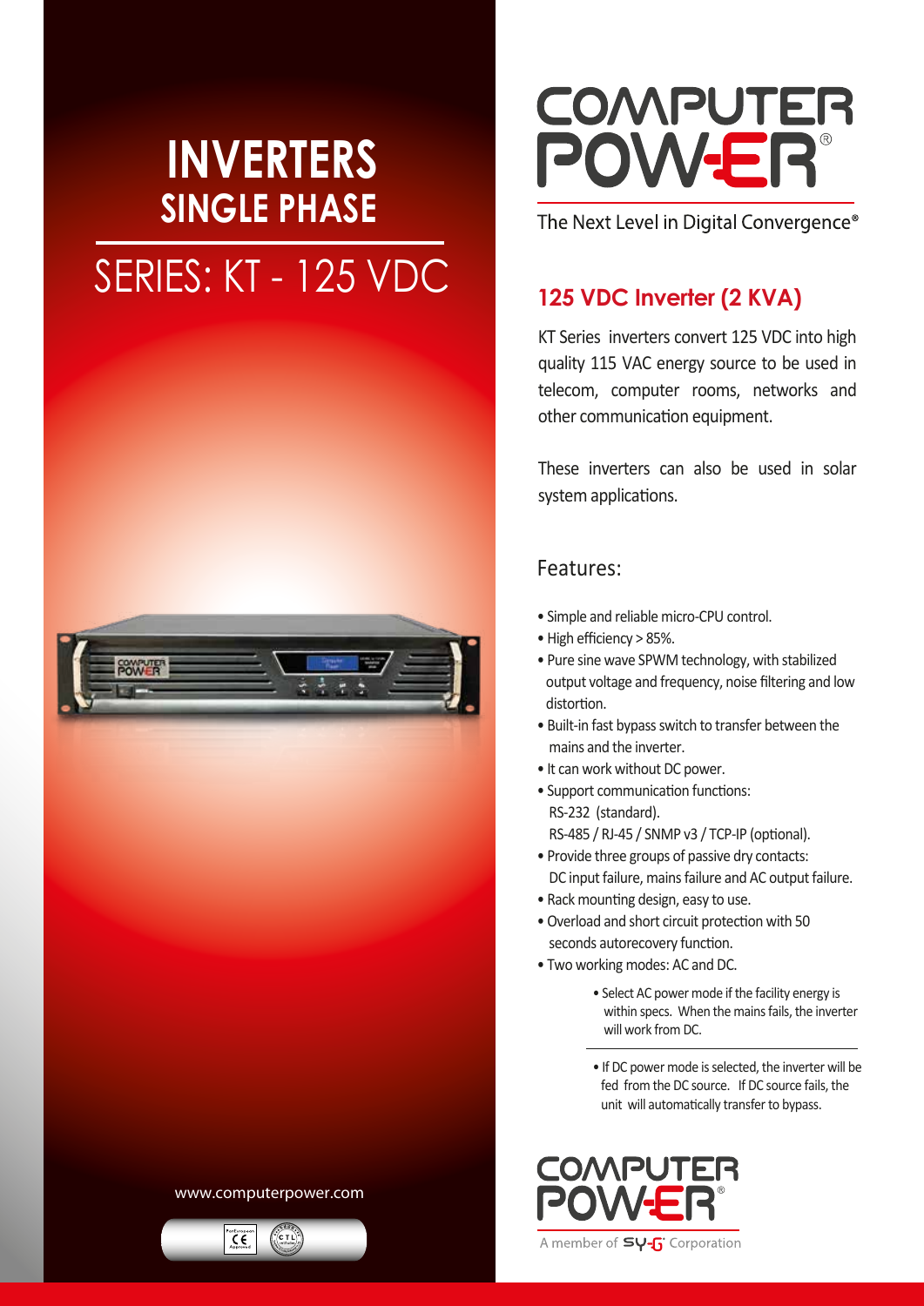# INVERTERS
## SINGLE PHASE
## SERIES: KT - 125 VDC

www.computerpower.com

COMPUTER POWER®

The Next Level in Digital Convergence®

## 125 VDC Inverter (2 KVA)

KT Series inverters convert 125 VDC into high quality 115 VAC energy source to be used in telecom, computer rooms, networks and other communication equipment.

These inverters can also be used in solar system applications.

### Features:

- Simple and reliable micro-CPU control.
- High efficiency > 85%.
- Pure sine wave SPWM technology, with stabilized output voltage and frequency, noise filtering and low distortion.
- Built-in fast bypass switch to transfer between the mains and the inverter.
- It can work without DC power.
- Support communication functions:
  RS-232 (standard).
  RS-485 / RJ-45 / SNMP v3 / TCP-IP (optional).
- Provide three groups of passive dry contacts:
  DC input failure, mains failure and AC output failure.
- Rack mounting design, easy to use.
- Overload and short circuit protection with 50 seconds autorecovery function.
- Two working modes: AC and DC.
  - Select AC power mode if the facility energy is within specs. When the mains fails, the inverter will work from DC.
  - If DC power mode is selected, the inverter will be fed from the DC source. If DC source fails, the unit will automatically transfer to bypass.

COMPUTER POWER®

A member of SY-G Corporation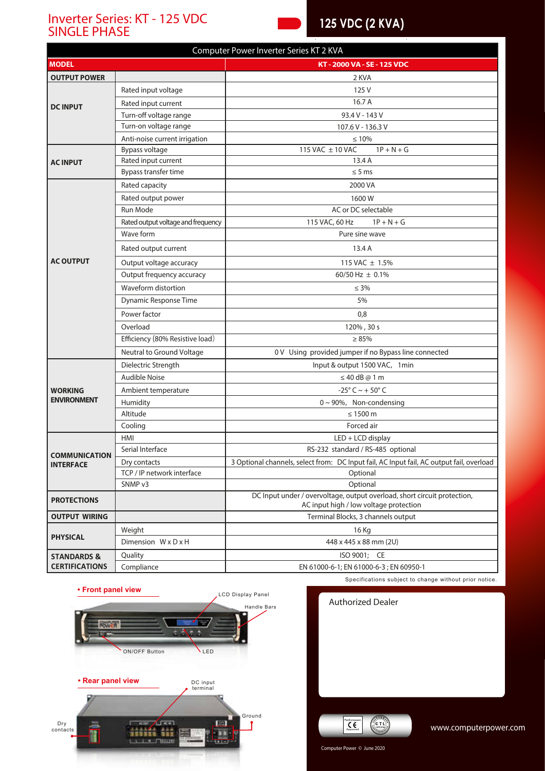# Inverter Series: KT - 125 VDC SINGLE PHASE

## 125 VDC (2 KVA)

| Computer Power Inverter Series KT 2 KVA | | |
|---|---|---|
| **MODEL** | | **KT - 2000 VA - SE - 125 VDC** |
| **OUTPUT POWER** | | 2 KVA |
| **DC INPUT** | Rated input voltage | 125 V |
| | Rated input current | 16.7 A |
| | Turn-off voltage range | 93.4 V - 143 V |
| | Turn-on voltage range | 107.6 V - 136.3 V |
| | Anti-noise current irrigation | ≤ 10% |
| **AC INPUT** | Bypass voltage | 115 VAC ± 10 VAC 1P + N + G |
| | Rated input current | 13.4 A |
| | Bypass transfer time | ≤ 5 ms |
| **AC OUTPUT** | Rated capacity | 2000 VA |
| | Rated output power | 1600 W |
| | Run Mode | AC or DC selectable |
| | Rated output voltage and frequency | 115 VAC, 60 Hz 1P + N + G |
| | Wave form | Pure sine wave |
| | Rated output current | 13.4 A |
| | Output voltage accuracy | 115 VAC ± 1.5% |
| | Output frequency accuracy | 60/50 Hz ± 0.1% |
| | Waveform distortion | ≤ 3% |
| | Dynamic Response Time | 5% |
| | Power factor | 0,8 |
| | Overload | 120% , 30 s |
| | Efficiency (80% Resistive load) | ≥ 85% |
| | Neutral to Ground Voltage | 0 V Using provided jumper if no Bypass line connected |
| **WORKING ENVIRONMENT** | Dielectric Strength | Input & output 1500 VAC, 1min |
| | Audible Noise | ≤ 40 dB @ 1 m |
| | Ambient temperature | -25° C ~ + 50° C |
| | Humidity | 0 ~ 90%, Non-condensing |
| | Altitude | ≤ 1500 m |
| | Cooling | Forced air |
| **COMMUNICATION INTERFACE** | HMI | LED + LCD display |
| | Serial Interface | RS-232 standard / RS-485 optional |
| | Dry contacts | 3 Optional channels, select from: DC Input fail, AC Input fail, AC output fail, overload |
| | TCP / IP network interface | Optional |
| | SNMP v3 | Optional |
| **PROTECTIONS** | | DC Input under / overvoltage, output overload, short circuit protection, AC input high / low voltage protection |
| **OUTPUT WIRING** | | Terminal Blocks, 3 channels output |
| **PHYSICAL** | Weight | 16 Kg |
| | Dimension W x D x H | 448 x 445 x 88 mm (2U) |
| **STANDARDS & CERTIFICATIONS** | Quality | ISO 9001; CE |
| | Compliance | EN 61000-6-1; EN 61000-6-3 ; EN 60950-1 |

Specifications subject to change without prior notice.

**• Front panel view**

LCD Display Panel
Handle Bars
ON/OFF Button
LED

**• Rear panel view**

DC input terminal
Ground
Dry contacts

Authorized Dealer

www.computerpower.com

Computer Power © June 2020